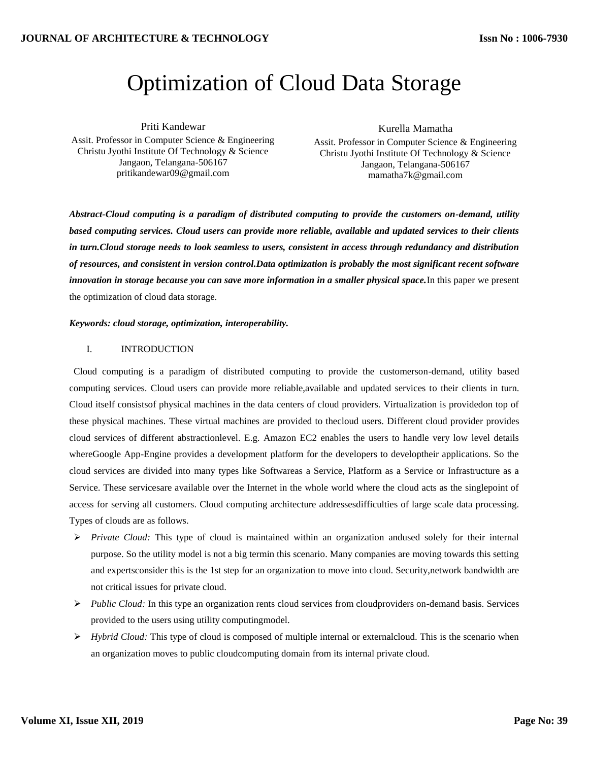# Optimization of Cloud Data Storage

Priti Kandewar
Assit. Professor in Computer Science & Engineering
Christu Jyothi Institute Of Technology & Science
Jangaon, Telangana-506167
pritikandewar09@gmail.com

Kurella Mamatha
Assit. Professor in Computer Science & Engineering
Christu Jyothi Institute Of Technology & Science
Jangaon, Telangana-506167
mamatha7k@gmail.com

***Abstract-Cloud computing is a paradigm of distributed computing to provide the customers on-demand, utility based computing services. Cloud users can provide more reliable, available and updated services to their clients in turn.Cloud storage needs to look seamless to users, consistent in access through redundancy and distribution of resources, and consistent in version control.Data optimization is probably the most significant recent software innovation in storage because you can save more information in a smaller physical space.*** In this paper we present the optimization of cloud data storage.

***Keywords: cloud storage, optimization, interoperability.***

## I. INTRODUCTION

Cloud computing is a paradigm of distributed computing to provide the customerson-demand, utility based computing services. Cloud users can provide more reliable,available and updated services to their clients in turn. Cloud itself consistsof physical machines in the data centers of cloud providers. Virtualization is providedon top of these physical machines. These virtual machines are provided to thecloud users. Different cloud provider provides cloud services of different abstractionlevel. E.g. Amazon EC2 enables the users to handle very low level details whereGoogle App-Engine provides a development platform for the developers to developtheir applications. So the cloud services are divided into many types like Softwareas a Service, Platform as a Service or Infrastructure as a Service. These servicesare available over the Internet in the whole world where the cloud acts as the singlepoint of access for serving all customers. Cloud computing architecture addressesdifficulties of large scale data processing. Types of clouds are as follows.

- *Private Cloud:* This type of cloud is maintained within an organization andused solely for their internal purpose. So the utility model is not a big termin this scenario. Many companies are moving towards this setting and expertsconsider this is the 1st step for an organization to move into cloud. Security,network bandwidth are not critical issues for private cloud.
- *Public Cloud:* In this type an organization rents cloud services from cloudproviders on-demand basis. Services provided to the users using utility computingmodel.
- *Hybrid Cloud:* This type of cloud is composed of multiple internal or externalcloud. This is the scenario when an organization moves to public cloudcomputing domain from its internal private cloud.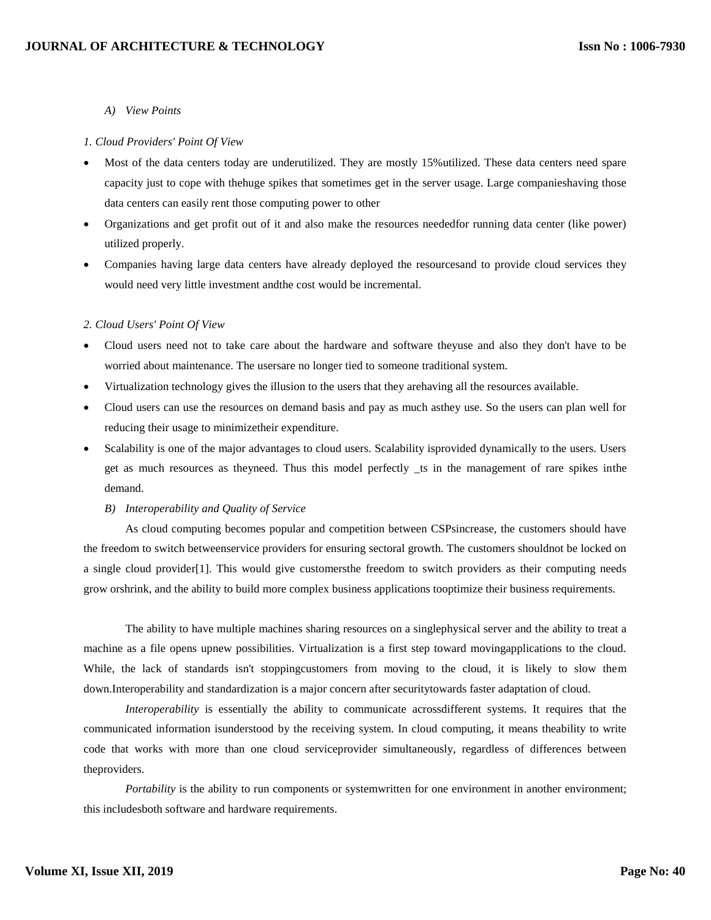*A) View Points*

*1. Cloud Providers' Point Of View*

- Most of the data centers today are underutilized. They are mostly 15%utilized. These data centers need spare capacity just to cope with thehuge spikes that sometimes get in the server usage. Large companieshaving those data centers can easily rent those computing power to other
- Organizations and get profit out of it and also make the resources neededfor running data center (like power) utilized properly.
- Companies having large data centers have already deployed the resourcesand to provide cloud services they would need very little investment andthe cost would be incremental.

*2. Cloud Users' Point Of View*

- Cloud users need not to take care about the hardware and software theyuse and also they don't have to be worried about maintenance. The usersare no longer tied to someone traditional system.
- Virtualization technology gives the illusion to the users that they arehaving all the resources available.
- Cloud users can use the resources on demand basis and pay as much asthey use. So the users can plan well for reducing their usage to minimizetheir expenditure.
- Scalability is one of the major advantages to cloud users. Scalability isprovided dynamically to the users. Users get as much resources as theyneed. Thus this model perfectly _ts in the management of rare spikes inthe demand.

*B) Interoperability and Quality of Service*

As cloud computing becomes popular and competition between CSPsincrease, the customers should have the freedom to switch betweenservice providers for ensuring sectoral growth. The customers shouldnot be locked on a single cloud provider[1]. This would give customersthe freedom to switch providers as their computing needs grow orshrink, and the ability to build more complex business applications tooptimize their business requirements.

The ability to have multiple machines sharing resources on a singlephysical server and the ability to treat a machine as a file opens upnew possibilities. Virtualization is a first step toward movingapplications to the cloud. While, the lack of standards isn't stoppingcustomers from moving to the cloud, it is likely to slow them down.Interoperability and standardization is a major concern after securitytowards faster adaptation of cloud.

*Interoperability* is essentially the ability to communicate acrossdifferent systems. It requires that the communicated information isunderstood by the receiving system. In cloud computing, it means theability to write code that works with more than one cloud serviceprovider simultaneously, regardless of differences between theproviders.

*Portability* is the ability to run components or systemwritten for one environment in another environment; this includesboth software and hardware requirements.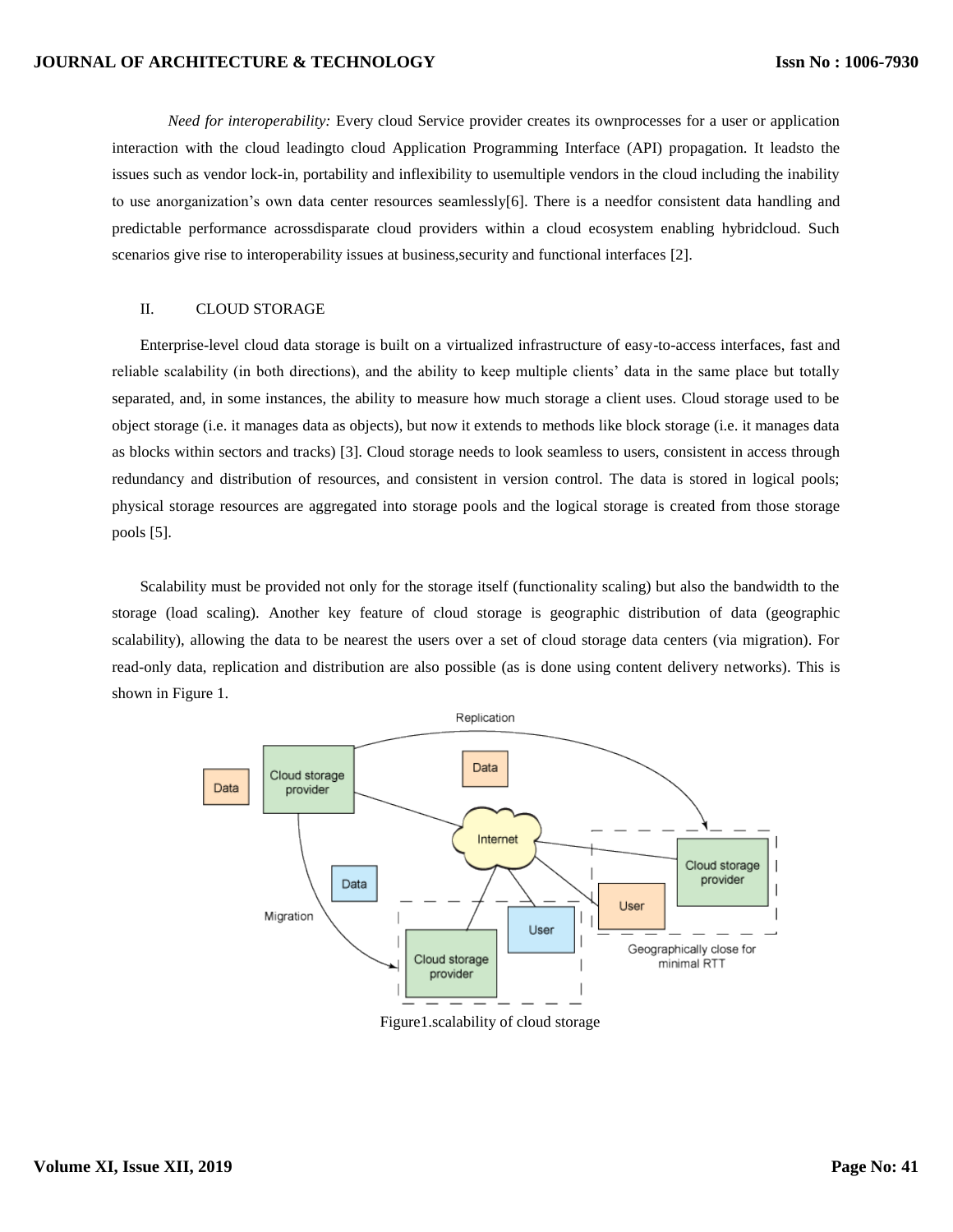*Need for interoperability:* Every cloud Service provider creates its ownprocesses for a user or application interaction with the cloud leadingto cloud Application Programming Interface (API) propagation. It leadsto the issues such as vendor lock-in, portability and inflexibility to usemultiple vendors in the cloud including the inability to use anorganization's own data center resources seamlessly[6]. There is a needfor consistent data handling and predictable performance acrossdisparate cloud providers within a cloud ecosystem enabling hybridcloud. Such scenarios give rise to interoperability issues at business,security and functional interfaces [2].

## II. CLOUD STORAGE

Enterprise-level cloud data storage is built on a virtualized infrastructure of easy-to-access interfaces, fast and reliable scalability (in both directions), and the ability to keep multiple clients' data in the same place but totally separated, and, in some instances, the ability to measure how much storage a client uses. Cloud storage used to be object storage (i.e. it manages data as objects), but now it extends to methods like block storage (i.e. it manages data as blocks within sectors and tracks) [3]. Cloud storage needs to look seamless to users, consistent in access through redundancy and distribution of resources, and consistent in version control. The data is stored in logical pools; physical storage resources are aggregated into storage pools and the logical storage is created from those storage pools [5].

Scalability must be provided not only for the storage itself (functionality scaling) but also the bandwidth to the storage (load scaling). Another key feature of cloud storage is geographic distribution of data (geographic scalability), allowing the data to be nearest the users over a set of cloud storage data centers (via migration). For read-only data, replication and distribution are also possible (as is done using content delivery networks). This is shown in Figure 1.

Figure1.scalability of cloud storage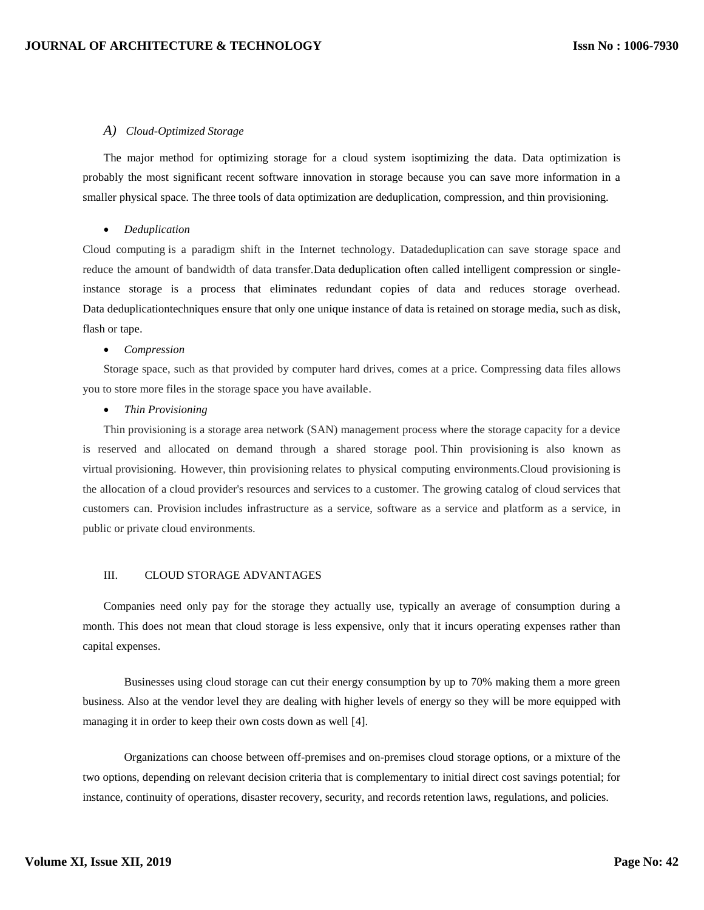### *A) Cloud-Optimized Storage*

The major method for optimizing storage for a cloud system isoptimizing the data. Data optimization is probably the most significant recent software innovation in storage because you can save more information in a smaller physical space. The three tools of data optimization are deduplication, compression, and thin provisioning.

- *Deduplication*

Cloud computing is a paradigm shift in the Internet technology. Datadeduplication can save storage space and reduce the amount of bandwidth of data transfer.Data deduplication often called intelligent compression or single-instance storage is a process that eliminates redundant copies of data and reduces storage overhead. Data deduplicationtechniques ensure that only one unique instance of data is retained on storage media, such as disk, flash or tape.

- *Compression*

Storage space, such as that provided by computer hard drives, comes at a price. Compressing data files allows you to store more files in the storage space you have available.

- *Thin Provisioning*

Thin provisioning is a storage area network (SAN) management process where the storage capacity for a device is reserved and allocated on demand through a shared storage pool. Thin provisioning is also known as virtual provisioning. However, thin provisioning relates to physical computing environments.Cloud provisioning is the allocation of a cloud provider's resources and services to a customer. The growing catalog of cloud services that customers can. Provision includes infrastructure as a service, software as a service and platform as a service, in public or private cloud environments.

## III. CLOUD STORAGE ADVANTAGES

Companies need only pay for the storage they actually use, typically an average of consumption during a month. This does not mean that cloud storage is less expensive, only that it incurs operating expenses rather than capital expenses.

Businesses using cloud storage can cut their energy consumption by up to 70% making them a more green business. Also at the vendor level they are dealing with higher levels of energy so they will be more equipped with managing it in order to keep their own costs down as well [4].

Organizations can choose between off-premises and on-premises cloud storage options, or a mixture of the two options, depending on relevant decision criteria that is complementary to initial direct cost savings potential; for instance, continuity of operations, disaster recovery, security, and records retention laws, regulations, and policies.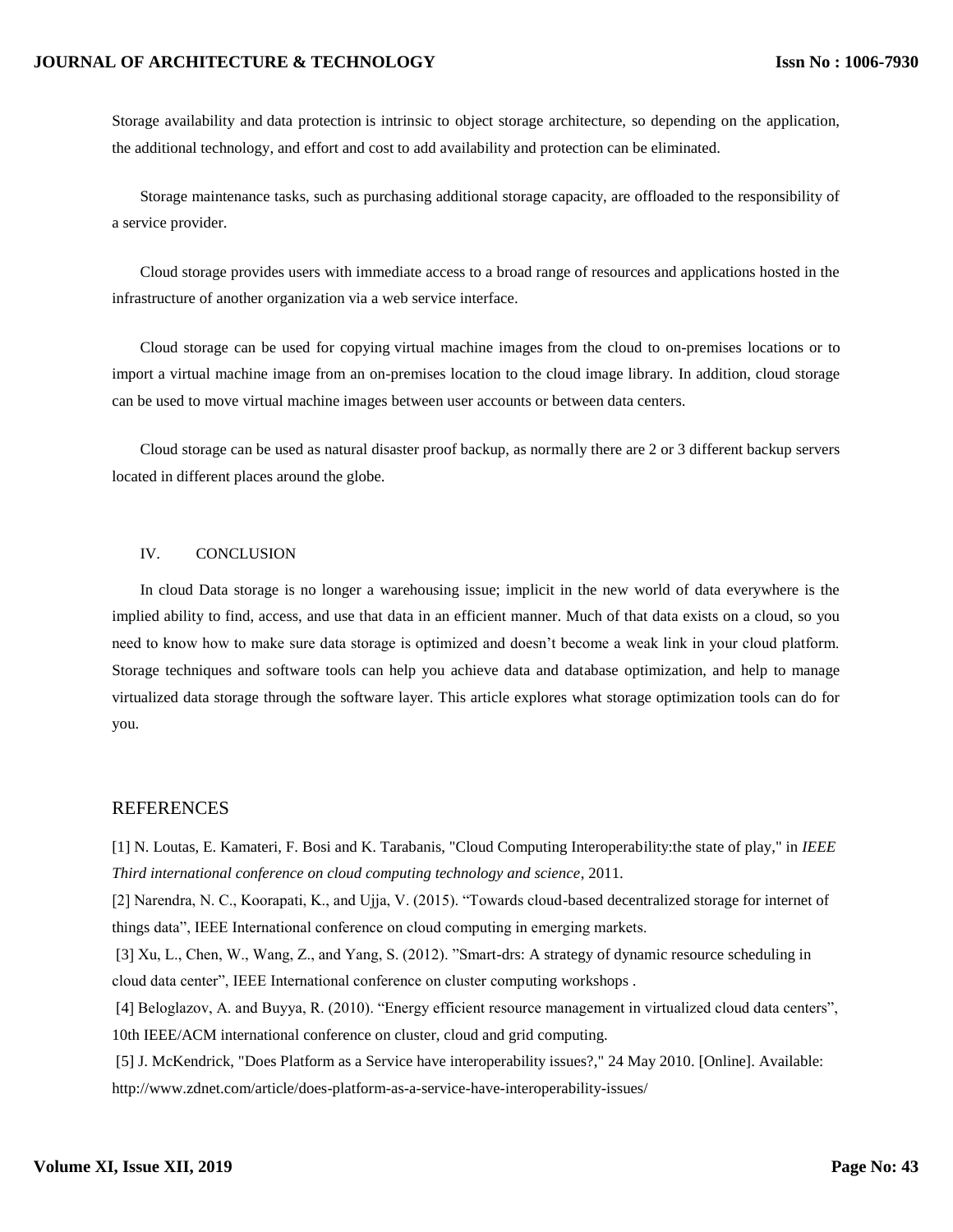Storage availability and data protection is intrinsic to object storage architecture, so depending on the application, the additional technology, and effort and cost to add availability and protection can be eliminated.

Storage maintenance tasks, such as purchasing additional storage capacity, are offloaded to the responsibility of a service provider.

Cloud storage provides users with immediate access to a broad range of resources and applications hosted in the infrastructure of another organization via a web service interface.

Cloud storage can be used for copying virtual machine images from the cloud to on-premises locations or to import a virtual machine image from an on-premises location to the cloud image library. In addition, cloud storage can be used to move virtual machine images between user accounts or between data centers.

Cloud storage can be used as natural disaster proof backup, as normally there are 2 or 3 different backup servers located in different places around the globe.

## IV. CONCLUSION

In cloud Data storage is no longer a warehousing issue; implicit in the new world of data everywhere is the implied ability to find, access, and use that data in an efficient manner. Much of that data exists on a cloud, so you need to know how to make sure data storage is optimized and doesn't become a weak link in your cloud platform. Storage techniques and software tools can help you achieve data and database optimization, and help to manage virtualized data storage through the software layer. This article explores what storage optimization tools can do for you.

## REFERENCES

[1] N. Loutas, E. Kamateri, F. Bosi and K. Tarabanis, "Cloud Computing Interoperability:the state of play," in *IEEE Third international conference on cloud computing technology and science*, 2011.

[2] Narendra, N. C., Koorapati, K., and Ujja, V. (2015). "Towards cloud-based decentralized storage for internet of things data", IEEE International conference on cloud computing in emerging markets.

[3] Xu, L., Chen, W., Wang, Z., and Yang, S. (2012). "Smart-drs: A strategy of dynamic resource scheduling in cloud data center", IEEE International conference on cluster computing workshops .

[4] Beloglazov, A. and Buyya, R. (2010). "Energy efficient resource management in virtualized cloud data centers", 10th IEEE/ACM international conference on cluster, cloud and grid computing.

[5] J. McKendrick, "Does Platform as a Service have interoperability issues?," 24 May 2010. [Online]. Available: http://www.zdnet.com/article/does-platform-as-a-service-have-interoperability-issues/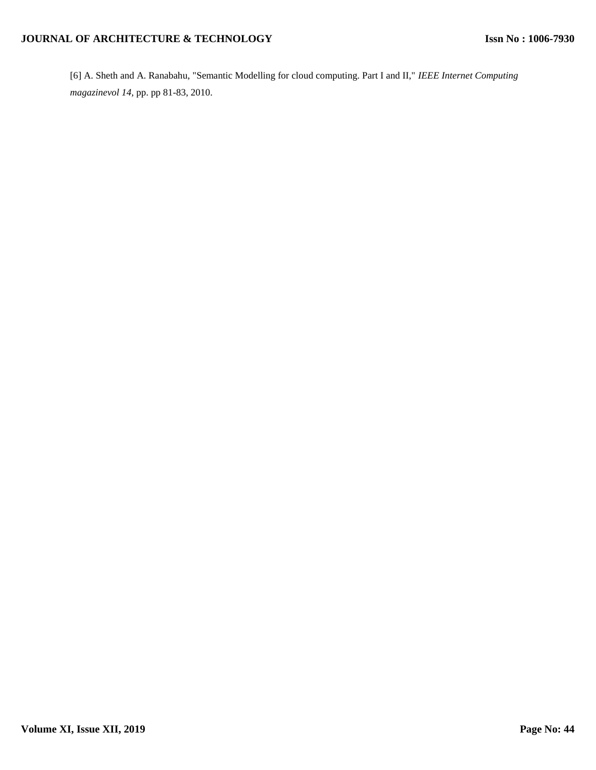[6] A. Sheth and A. Ranabahu, "Semantic Modelling for cloud computing. Part I and II," *IEEE Internet Computing magazinevol 14*, pp. pp 81-83, 2010.